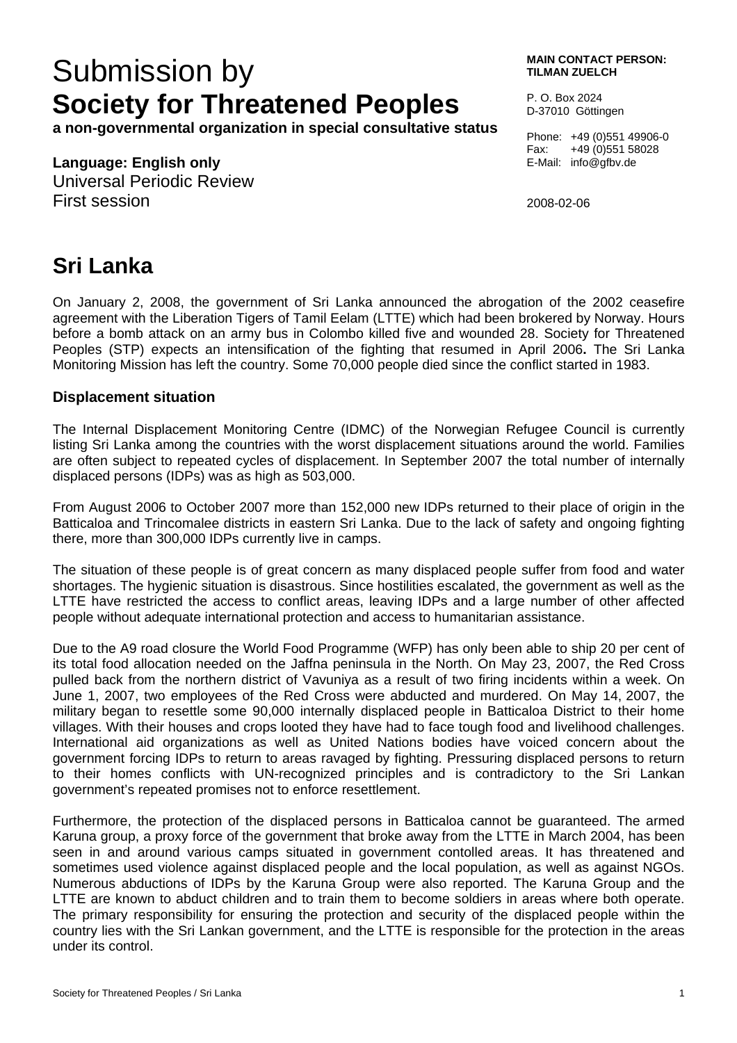# Submission by
# **Society for Threatened Peoples**

**a non-governmental organization in special consultative status**

**Language: English only**
Universal Periodic Review
First session

**MAIN CONTACT PERSON: TILMAN ZUELCH**

P. O. Box 2024
D-37010 Göttingen

Phone: +49 (0)551 49906-0
Fax: +49 (0)551 58028
E-Mail: info@gfbv.de

2008-02-06

## Sri Lanka

On January 2, 2008, the government of Sri Lanka announced the abrogation of the 2002 ceasefire agreement with the Liberation Tigers of Tamil Eelam (LTTE) which had been brokered by Norway. Hours before a bomb attack on an army bus in Colombo killed five and wounded 28. Society for Threatened Peoples (STP) expects an intensification of the fighting that resumed in April 2006**.** The Sri Lanka Monitoring Mission has left the country. Some 70,000 people died since the conflict started in 1983.

### Displacement situation

The Internal Displacement Monitoring Centre (IDMC) of the Norwegian Refugee Council is currently listing Sri Lanka among the countries with the worst displacement situations around the world. Families are often subject to repeated cycles of displacement. In September 2007 the total number of internally displaced persons (IDPs) was as high as 503,000.

From August 2006 to October 2007 more than 152,000 new IDPs returned to their place of origin in the Batticaloa and Trincomalee districts in eastern Sri Lanka. Due to the lack of safety and ongoing fighting there, more than 300,000 IDPs currently live in camps.

The situation of these people is of great concern as many displaced people suffer from food and water shortages. The hygienic situation is disastrous. Since hostilities escalated, the government as well as the LTTE have restricted the access to conflict areas, leaving IDPs and a large number of other affected people without adequate international protection and access to humanitarian assistance.

Due to the A9 road closure the World Food Programme (WFP) has only been able to ship 20 per cent of its total food allocation needed on the Jaffna peninsula in the North. On May 23, 2007, the Red Cross pulled back from the northern district of Vavuniya as a result of two firing incidents within a week. On June 1, 2007, two employees of the Red Cross were abducted and murdered. On May 14, 2007, the military began to resettle some 90,000 internally displaced people in Batticaloa District to their home villages. With their houses and crops looted they have had to face tough food and livelihood challenges. International aid organizations as well as United Nations bodies have voiced concern about the government forcing IDPs to return to areas ravaged by fighting. Pressuring displaced persons to return to their homes conflicts with UN-recognized principles and is contradictory to the Sri Lankan government's repeated promises not to enforce resettlement.

Furthermore, the protection of the displaced persons in Batticaloa cannot be guaranteed. The armed Karuna group, a proxy force of the government that broke away from the LTTE in March 2004, has been seen in and around various camps situated in government contolled areas. It has threatened and sometimes used violence against displaced people and the local population, as well as against NGOs. Numerous abductions of IDPs by the Karuna Group were also reported. The Karuna Group and the LTTE are known to abduct children and to train them to become soldiers in areas where both operate. The primary responsibility for ensuring the protection and security of the displaced people within the country lies with the Sri Lankan government, and the LTTE is responsible for the protection in the areas under its control.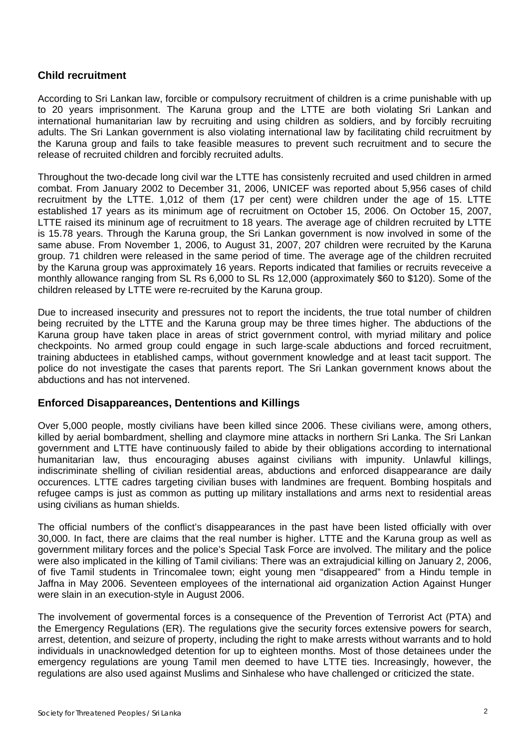## Child recruitment

According to Sri Lankan law, forcible or compulsory recruitment of children is a crime punishable with up to 20 years imprisonment. The Karuna group and the LTTE are both violating Sri Lankan and international humanitarian law by recruiting and using children as soldiers, and by forcibly recruiting adults. The Sri Lankan government is also violating international law by facilitating child recruitment by the Karuna group and fails to take feasible measures to prevent such recruitment and to secure the release of recruited children and forcibly recruited adults.

Throughout the two-decade long civil war the LTTE has consistenly recruited and used children in armed combat. From January 2002 to December 31, 2006, UNICEF was reported about 5,956 cases of child recruitment by the LTTE. 1,012 of them (17 per cent) were children under the age of 15. LTTE established 17 years as its minimum age of recruitment on October 15, 2006. On October 15, 2007, LTTE raised its mininum age of recruitment to 18 years. The average age of children recruited by LTTE is 15.78 years. Through the Karuna group, the Sri Lankan government is now involved in some of the same abuse. From November 1, 2006, to August 31, 2007, 207 children were recruited by the Karuna group. 71 children were released in the same period of time. The average age of the children recruited by the Karuna group was approximately 16 years. Reports indicated that families or recruits reveceive a monthly allowance ranging from SL Rs 6,000 to SL Rs 12,000 (approximately $60 to $120). Some of the children released by LTTE were re-recruited by the Karuna group.

Due to increased insecurity and pressures not to report the incidents, the true total number of children being recruited by the LTTE and the Karuna group may be three times higher. The abductions of the Karuna group have taken place in areas of strict government control, with myriad military and police checkpoints. No armed group could engage in such large-scale abductions and forced recruitment, training abductees in etablished camps, without government knowledge and at least tacit support. The police do not investigate the cases that parents report. The Sri Lankan government knows about the abductions and has not intervened.

## Enforced Disappareances, Dententions and Killings

Over 5,000 people, mostly civilians have been killed since 2006. These civilians were, among others, killed by aerial bombardment, shelling and claymore mine attacks in northern Sri Lanka. The Sri Lankan government and LTTE have continuously failed to abide by their obligations according to international humanitarian law, thus encouraging abuses against civilians with impunity. Unlawful killings, indiscriminate shelling of civilian residential areas, abductions and enforced disappearance are daily occurences. LTTE cadres targeting civilian buses with landmines are frequent. Bombing hospitals and refugee camps is just as common as putting up military installations and arms next to residential areas using civilians as human shields.

The official numbers of the conflict's disappearances in the past have been listed officially with over 30,000. In fact, there are claims that the real number is higher. LTTE and the Karuna group as well as government military forces and the police's Special Task Force are involved. The military and the police were also implicated in the killing of Tamil civilians: There was an extrajudicial killing on January 2, 2006, of five Tamil students in Trincomalee town; eight young men "disappeared" from a Hindu temple in Jaffna in May 2006. Seventeen employees of the international aid organization Action Against Hunger were slain in an execution-style in August 2006.

The involvement of govermental forces is a consequence of the Prevention of Terrorist Act (PTA) and the Emergency Regulations (ER). The regulations give the security forces extensive powers for search, arrest, detention, and seizure of property, including the right to make arrests without warrants and to hold individuals in unacknowledged detention for up to eighteen months. Most of those detainees under the emergency regulations are young Tamil men deemed to have LTTE ties. Increasingly, however, the regulations are also used against Muslims and Sinhalese who have challenged or criticized the state.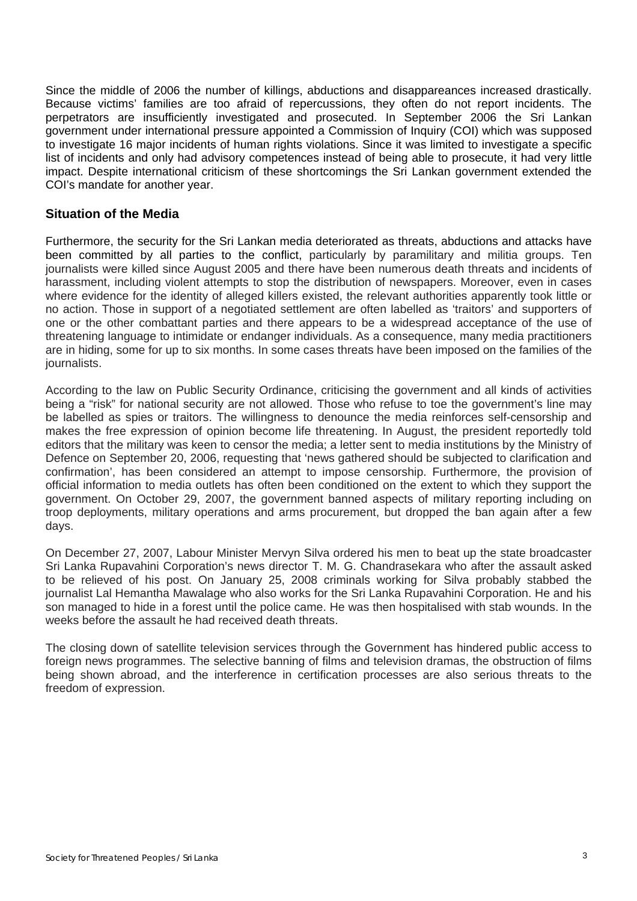Since the middle of 2006 the number of killings, abductions and disappareances increased drastically. Because victims' families are too afraid of repercussions, they often do not report incidents. The perpetrators are insufficiently investigated and prosecuted. In September 2006 the Sri Lankan government under international pressure appointed a Commission of Inquiry (COI) which was supposed to investigate 16 major incidents of human rights violations. Since it was limited to investigate a specific list of incidents and only had advisory competences instead of being able to prosecute, it had very little impact. Despite international criticism of these shortcomings the Sri Lankan government extended the COI's mandate for another year.

## Situation of the Media

Furthermore, the security for the Sri Lankan media deteriorated as threats, abductions and attacks have been committed by all parties to the conflict, particularly by paramilitary and militia groups. Ten journalists were killed since August 2005 and there have been numerous death threats and incidents of harassment, including violent attempts to stop the distribution of newspapers. Moreover, even in cases where evidence for the identity of alleged killers existed, the relevant authorities apparently took little or no action. Those in support of a negotiated settlement are often labelled as 'traitors' and supporters of one or the other combattant parties and there appears to be a widespread acceptance of the use of threatening language to intimidate or endanger individuals. As a consequence, many media practitioners are in hiding, some for up to six months. In some cases threats have been imposed on the families of the journalists.

According to the law on Public Security Ordinance, criticising the government and all kinds of activities being a "risk" for national security are not allowed. Those who refuse to toe the government's line may be labelled as spies or traitors. The willingness to denounce the media reinforces self-censorship and makes the free expression of opinion become life threatening. In August, the president reportedly told editors that the military was keen to censor the media; a letter sent to media institutions by the Ministry of Defence on September 20, 2006, requesting that 'news gathered should be subjected to clarification and confirmation', has been considered an attempt to impose censorship. Furthermore, the provision of official information to media outlets has often been conditioned on the extent to which they support the government. On October 29, 2007, the government banned aspects of military reporting including on troop deployments, military operations and arms procurement, but dropped the ban again after a few days.

On December 27, 2007, Labour Minister Mervyn Silva ordered his men to beat up the state broadcaster Sri Lanka Rupavahini Corporation's news director T. M. G. Chandrasekara who after the assault asked to be relieved of his post. On January 25, 2008 criminals working for Silva probably stabbed the journalist Lal Hemantha Mawalage who also works for the Sri Lanka Rupavahini Corporation. He and his son managed to hide in a forest until the police came. He was then hospitalised with stab wounds. In the weeks before the assault he had received death threats.

The closing down of satellite television services through the Government has hindered public access to foreign news programmes. The selective banning of films and television dramas, the obstruction of films being shown abroad, and the interference in certification processes are also serious threats to the freedom of expression.